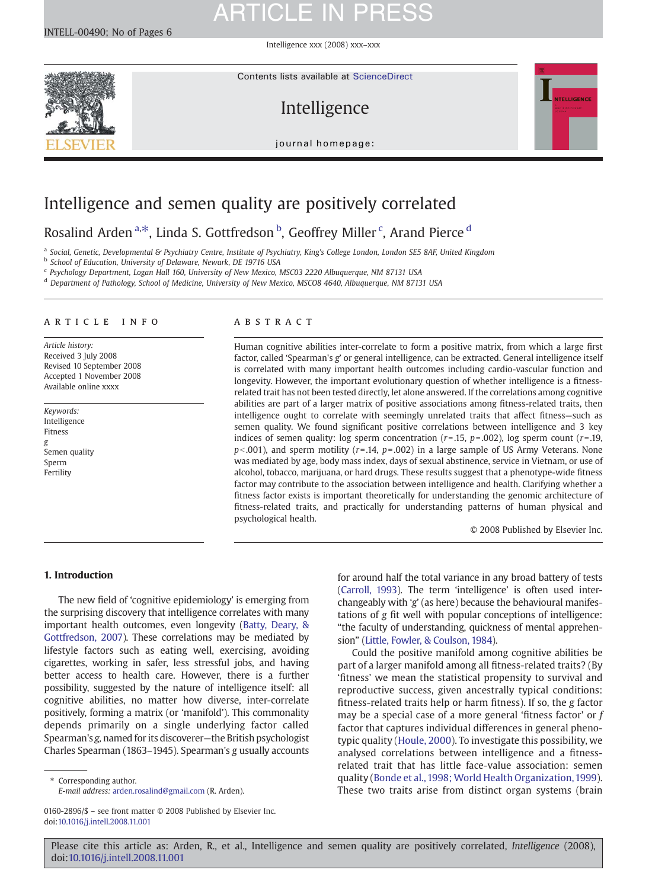# Intelligence and semen quality are positively correlated

Rosalind Arden [a,*], Linda S. Gottfredson [b], Geoffrey Miller [c], Arand Pierce [d]

[a] Social, Genetic, Developmental & Psychiatry Centre, Institute of Psychiatry, King's College London, London SE5 8AF, United Kingdom
[b] School of Education, University of Delaware, Newark, DE 19716 USA
[c] Psychology Department, Logan Hall 160, University of New Mexico, MSC03 2220 Albuquerque, NM 87131 USA
[d] Department of Pathology, School of Medicine, University of New Mexico, MSC08 4640, Albuquerque, NM 87131 USA

## ARTICLE INFO

*Article history:*
Received 3 July 2008
Revised 10 September 2008
Accepted 1 November 2008
Available online xxxx

*Keywords:*
Intelligence
Fitness
*g*
Semen quality
Sperm
Fertility

## ABSTRACT

Human cognitive abilities inter-correlate to form a positive matrix, from which a large first factor, called 'Spearman's *g*' or general intelligence, can be extracted. General intelligence itself is correlated with many important health outcomes including cardio-vascular function and longevity. However, the important evolutionary question of whether intelligence is a fitness-related trait has not been tested directly, let alone answered. If the correlations among cognitive abilities are part of a larger matrix of positive associations among fitness-related traits, then intelligence ought to correlate with seemingly unrelated traits that affect fitness—such as semen quality. We found significant positive correlations between intelligence and 3 key indices of semen quality: log sperm concentration ($r=.15$, $p=.002$), log sperm count ($r=.19$, $p<.001$), and sperm motility ($r=.14$, $p=.002$) in a large sample of US Army Veterans. None was mediated by age, body mass index, days of sexual abstinence, service in Vietnam, or use of alcohol, tobacco, marijuana, or hard drugs. These results suggest that a phenotype-wide fitness factor may contribute to the association between intelligence and health. Clarifying whether a fitness factor exists is important theoretically for understanding the genomic architecture of fitness-related traits, and practically for understanding patterns of human physical and psychological health.

© 2008 Published by Elsevier Inc.

## 1. Introduction

The new field of 'cognitive epidemiology' is emerging from the surprising discovery that intelligence correlates with many important health outcomes, even longevity (Batty, Deary, & Gottfredson, 2007). These correlations may be mediated by lifestyle factors such as eating well, exercising, avoiding cigarettes, working in safer, less stressful jobs, and having better access to health care. However, there is a further possibility, suggested by the nature of intelligence itself: all cognitive abilities, no matter how diverse, inter-correlate positively, forming a matrix (or 'manifold'). This commonality depends primarily on a single underlying factor called Spearman's *g*, named for its discoverer—the British psychologist Charles Spearman (1863–1945). Spearman's *g* usually accounts for around half the total variance in any broad battery of tests (Carroll, 1993). The term 'intelligence' is often used interchangeably with '*g*' (as here) because the behavioural manifestations of *g* fit well with popular conceptions of intelligence: "the faculty of understanding, quickness of mental apprehension" (Little, Fowler, & Coulson, 1984).

Could the positive manifold among cognitive abilities be part of a larger manifold among all fitness-related traits? (By 'fitness' we mean the statistical propensity to survival and reproductive success, given ancestrally typical conditions: fitness-related traits help or harm fitness). If so, the *g* factor may be a special case of a more general 'fitness factor' or *f* factor that captures individual differences in general phenotypic quality (Houle, 2000). To investigate this possibility, we analysed correlations between intelligence and a fitness-related trait that has little face-value association: semen quality (Bonde et al., 1998; World Health Organization, 1999). These two traits arise from distinct organ systems (brain

\* Corresponding author.
*E-mail address:* arden.rosalind@gmail.com (R. Arden).

0160-2896/$ – see front matter © 2008 Published by Elsevier Inc.
doi:10.1016/j.intell.2008.11.001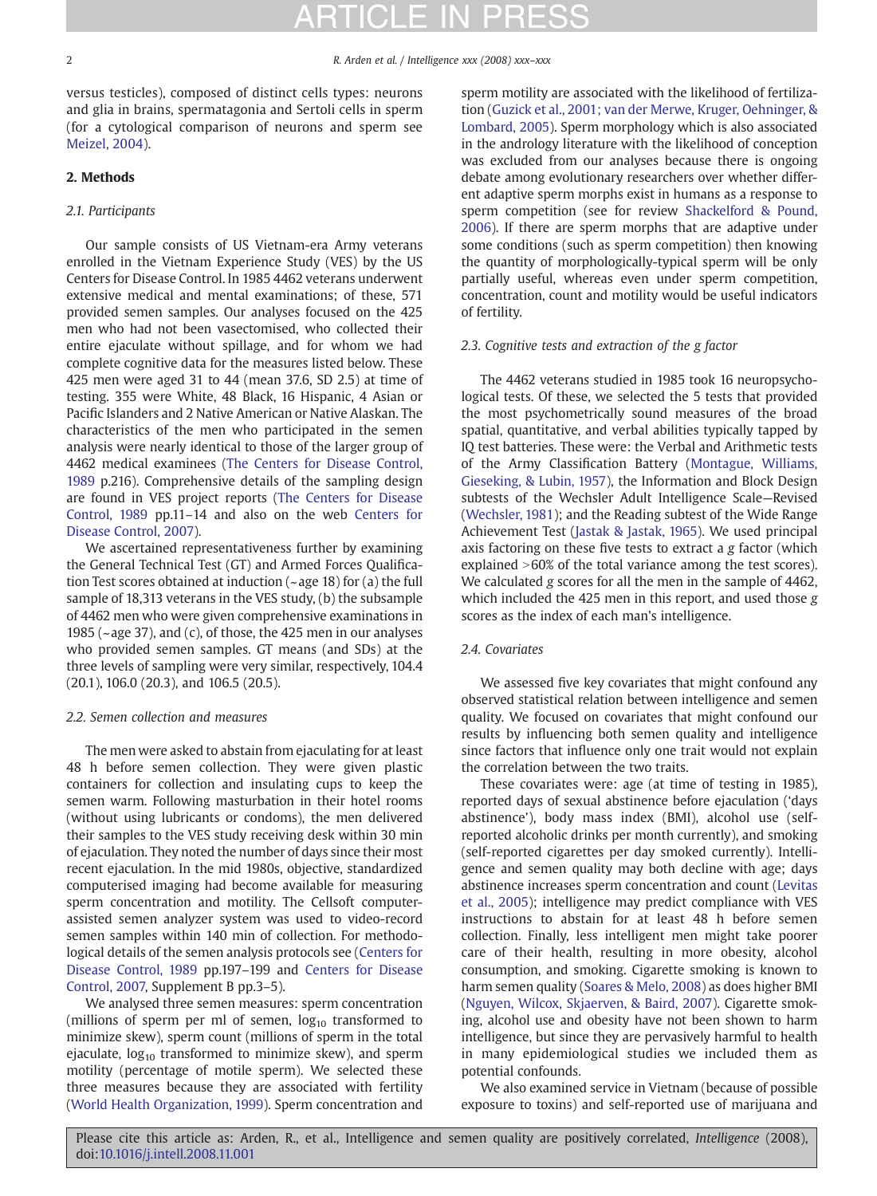versus testicles), composed of distinct cells types: neurons and glia in brains, spermatagonia and Sertoli cells in sperm (for a cytological comparison of neurons and sperm see Meizel, 2004).

## 2. Methods

### 2.1. Participants

Our sample consists of US Vietnam-era Army veterans enrolled in the Vietnam Experience Study (VES) by the US Centers for Disease Control. In 1985 4462 veterans underwent extensive medical and mental examinations; of these, 571 provided semen samples. Our analyses focused on the 425 men who had not been vasectomised, who collected their entire ejaculate without spillage, and for whom we had complete cognitive data for the measures listed below. These 425 men were aged 31 to 44 (mean 37.6, SD 2.5) at time of testing. 355 were White, 48 Black, 16 Hispanic, 4 Asian or Pacific Islanders and 2 Native American or Native Alaskan. The characteristics of the men who participated in the semen analysis were nearly identical to those of the larger group of 4462 medical examinees (The Centers for Disease Control, 1989 p.216). Comprehensive details of the sampling design are found in VES project reports (The Centers for Disease Control, 1989 pp.11–14 and also on the web Centers for Disease Control, 2007).

We ascertained representativeness further by examining the General Technical Test (GT) and Armed Forces Qualification Test scores obtained at induction (~age 18) for (a) the full sample of 18,313 veterans in the VES study, (b) the subsample of 4462 men who were given comprehensive examinations in 1985 (~age 37), and (c), of those, the 425 men in our analyses who provided semen samples. GT means (and SDs) at the three levels of sampling were very similar, respectively, 104.4 (20.1), 106.0 (20.3), and 106.5 (20.5).

### 2.2. Semen collection and measures

The men were asked to abstain from ejaculating for at least 48 h before semen collection. They were given plastic containers for collection and insulating cups to keep the semen warm. Following masturbation in their hotel rooms (without using lubricants or condoms), the men delivered their samples to the VES study receiving desk within 30 min of ejaculation. They noted the number of days since their most recent ejaculation. In the mid 1980s, objective, standardized computerised imaging had become available for measuring sperm concentration and motility. The Cellsoft computer-assisted semen analyzer system was used to video-record semen samples within 140 min of collection. For methodological details of the semen analysis protocols see (Centers for Disease Control, 1989 pp.197–199 and Centers for Disease Control, 2007, Supplement B pp.3–5).

We analysed three semen measures: sperm concentration (millions of sperm per ml of semen, $\log_{10}$ transformed to minimize skew), sperm count (millions of sperm in the total ejaculate, $\log_{10}$ transformed to minimize skew), and sperm motility (percentage of motile sperm). We selected these three measures because they are associated with fertility (World Health Organization, 1999). Sperm concentration and sperm motility are associated with the likelihood of fertilization (Guzick et al., 2001; van der Merwe, Kruger, Oehninger, & Lombard, 2005). Sperm morphology which is also associated in the andrology literature with the likelihood of conception was excluded from our analyses because there is ongoing debate among evolutionary researchers over whether different adaptive sperm morphs exist in humans as a response to sperm competition (see for review Shackelford & Pound, 2006). If there are sperm morphs that are adaptive under some conditions (such as sperm competition) then knowing the quantity of morphologically-typical sperm will be only partially useful, whereas even under sperm competition, concentration, count and motility would be useful indicators of fertility.

### 2.3. Cognitive tests and extraction of the g factor

The 4462 veterans studied in 1985 took 16 neuropsychological tests. Of these, we selected the 5 tests that provided the most psychometrically sound measures of the broad spatial, quantitative, and verbal abilities typically tapped by IQ test batteries. These were: the Verbal and Arithmetic tests of the Army Classification Battery (Montague, Williams, Gieseking, & Lubin, 1957), the Information and Block Design subtests of the Wechsler Adult Intelligence Scale—Revised (Wechsler, 1981); and the Reading subtest of the Wide Range Achievement Test (Jastak & Jastak, 1965). We used principal axis factoring on these five tests to extract a *g* factor (which explained >60% of the total variance among the test scores). We calculated *g* scores for all the men in the sample of 4462, which included the 425 men in this report, and used those *g* scores as the index of each man's intelligence.

### 2.4. Covariates

We assessed five key covariates that might confound any observed statistical relation between intelligence and semen quality. We focused on covariates that might confound our results by influencing both semen quality and intelligence since factors that influence only one trait would not explain the correlation between the two traits.

These covariates were: age (at time of testing in 1985), reported days of sexual abstinence before ejaculation ('days abstinence'), body mass index (BMI), alcohol use (self-reported alcoholic drinks per month currently), and smoking (self-reported cigarettes per day smoked currently). Intelligence and semen quality may both decline with age; days abstinence increases sperm concentration and count (Levitas et al., 2005); intelligence may predict compliance with VES instructions to abstain for at least 48 h before semen collection. Finally, less intelligent men might take poorer care of their health, resulting in more obesity, alcohol consumption, and smoking. Cigarette smoking is known to harm semen quality (Soares & Melo, 2008) as does higher BMI (Nguyen, Wilcox, Skjaerven, & Baird, 2007). Cigarette smoking, alcohol use and obesity have not been shown to harm intelligence, but since they are pervasively harmful to health in many epidemiological studies we included them as potential confounds.

We also examined service in Vietnam (because of possible exposure to toxins) and self-reported use of marijuana and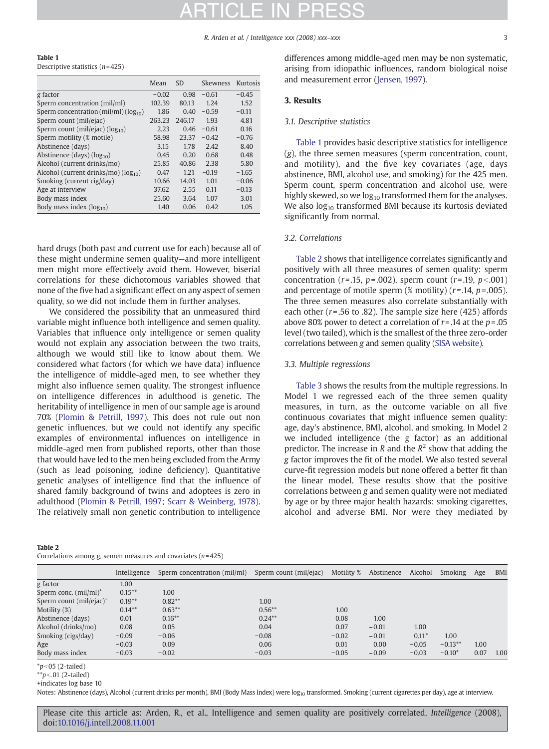**Table 1**
Descriptive statistics ($n$=425)

| | Mean | SD | Skewness | Kurtosis |
|---|---|---|---|---|
| *g* factor | −0.02 | 0.98 | −0.61 | −0.45 |
| Sperm concentration (mil/ml) | 102.39 | 80.13 | 1.24 | 1.52 |
| Sperm concentration (mil/ml) ($\log_{10}$) | 1.86 | 0.40 | −0.59 | −0.11 |
| Sperm count (mil/ejac) | 263.23 | 246.17 | 1.93 | 4.81 |
| Sperm count (mil/ejac) ($\log_{10}$) | 2.23 | 0.46 | −0.61 | 0.16 |
| Sperm motility (% motile) | 58.98 | 23.37 | −0.42 | −0.76 |
| Abstinence (days) | 3.15 | 1.78 | 2.42 | 8.40 |
| Abstinence (days) ($\log_{10}$) | 0.45 | 0.20 | 0.68 | 0.48 |
| Alcohol (current drinks/mo) | 25.85 | 40.86 | 2.38 | 5.80 |
| Alcohol (current drinks/mo) ($\log_{10}$) | 0.47 | 1.21 | −0.19 | −1.65 |
| Smoking (current cig/day) | 10.66 | 14.03 | 1.01 | −0.06 |
| Age at interview | 37.62 | 2.55 | 0.11 | −0.13 |
| Body mass index | 25.60 | 3.64 | 1.07 | 3.01 |
| Body mass index ($\log_{10}$) | 1.40 | 0.06 | 0.42 | 1.05 |

hard drugs (both past and current use for each) because all of these might undermine semen quality—and more intelligent men might more effectively avoid them. However, biserial correlations for these dichotomous variables showed that none of the five had a significant effect on any aspect of semen quality, so we did not include them in further analyses.

We considered the possibility that an unmeasured third variable might influence both intelligence and semen quality. Variables that influence only intelligence or semen quality would not explain any association between the two traits, although we would still like to know about them. We considered what factors (for which we have data) influence the intelligence of middle-aged men, to see whether they might also influence semen quality. The strongest influence on intelligence differences in adulthood is genetic. The heritability of intelligence in men of our sample age is around 70% (Plomin & Petrill, 1997). This does not rule out non genetic influences, but we could not identify any specific examples of environmental influences on intelligence in middle-aged men from published reports, other than those that would have led to the men being excluded from the Army (such as lead poisoning, iodine deficiency). Quantitative genetic analyses of intelligence find that the influence of shared family background of twins and adoptees is zero in adulthood (Plomin & Petrill, 1997; Scarr & Weinberg, 1978). The relatively small non genetic contribution to intelligence differences among middle-aged men may be non systematic, arising from idiopathic influences, random biological noise and measurement error (Jensen, 1997).

## 3. Results

### 3.1. Descriptive statistics

Table 1 provides basic descriptive statistics for intelligence ($g$), the three semen measures (sperm concentration, count, and motility), and the five key covariates (age, days abstinence, BMI, alcohol use, and smoking) for the 425 men. Sperm count, sperm concentration and alcohol use, were highly skewed, so we $\log_{10}$ transformed them for the analyses. We also $\log_{10}$ transformed BMI because its kurtosis deviated significantly from normal.

### 3.2. Correlations

Table 2 shows that intelligence correlates significantly and positively with all three measures of semen quality: sperm concentration ($r$=.15, $p$=.002), sperm count ($r$=.19, $p$<.001) and percentage of motile sperm (% motility) ($r$=.14, $p$=.005). The three semen measures also correlate substantially with each other ($r$=.56 to .82). The sample size here (425) affords above 80% power to detect a correlation of $r$=.14 at the $p$=.05 level (two tailed), which is the smallest of the three zero-order correlations between $g$ and semen quality (SISA website).

### 3.3. Multiple regressions

Table 3 shows the results from the multiple regressions. In Model 1 we regressed each of the three semen quality measures, in turn, as the outcome variable on all five continuous covariates that might influence semen quality: age, day's abstinence, BMI, alcohol, and smoking. In Model 2 we included intelligence (the $g$ factor) as an additional predictor. The increase in $R$ and the $R^2$ show that adding the $g$ factor improves the fit of the model. We also tested several curve-fit regression models but none offered a better fit than the linear model. These results show that the positive correlations between $g$ and semen quality were not mediated by age or by three major health hazards: smoking cigarettes, alcohol and adverse BMI. Nor were they mediated by

**Table 2**
Correlations among $g$, semen measures and covariates ($n$=425)

| | Intelligence | Sperm concentration (mil/ml) | Sperm count (mil/ejac) | Motility % | Abstinence | Alcohol | Smoking | Age | BMI |
|---|---|---|---|---|---|---|---|---|---|
| *g* factor | 1.00 | | | | | | | | |
| Sperm conc. (mil/ml)+ | 0.15** | 1.00 | | | | | | | |
| Sperm count (mil/ejac)+ | 0.19** | 0.82** | 1.00 | | | | | | |
| Motility (%) | 0.14** | 0.63** | 0.56** | 1.00 | | | | | |
| Abstinence (days) | 0.01 | 0.16** | 0.24** | 0.08 | 1.00 | | | | |
| Alcohol (drinks/mo) | 0.08 | 0.05 | 0.04 | 0.07 | −0.01 | 1.00 | | | |
| Smoking (cigs/day) | −0.09 | −0.06 | −0.08 | −0.02 | −0.01 | 0.11* | 1.00 | | |
| Age | −0.03 | 0.09 | 0.06 | 0.01 | 0.00 | −0.05 | −0.13** | 1.00 | |
| Body mass index | −0.03 | −0.02 | −0.03 | −0.05 | −0.09 | −0.03 | −0.10* | 0.07 | 1.00 |

*$p$<.05 (2-tailed)
**$p$<.01 (2-tailed)
+indicates log base 10
Notes: Abstinence (days), Alcohol (current drinks per month), BMI (Body Mass Index) were $\log_{10}$ transformed. Smoking (current cigarettes per day), age at interview.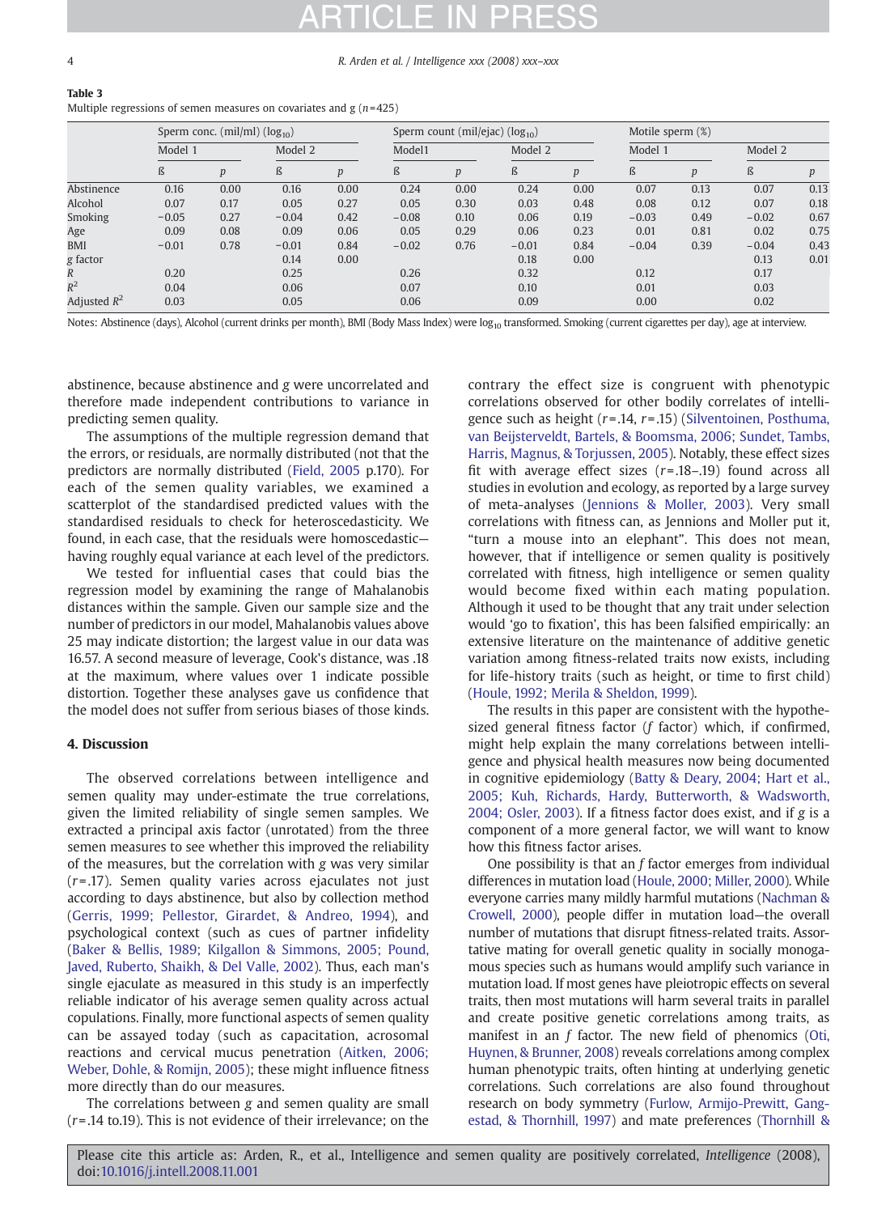**Table 3**
Multiple regressions of semen measures on covariates and g (n=425)

| | Sperm conc. (mil/ml) ($log_{10}$) | | | | Sperm count (mil/ejac) ($log_{10}$) | | | | Motile sperm (%) | | | |
|---|---|---|---|---|---|---|---|---|---|---|---|---|
| | Model 1 | | Model 2 | | Model1 | | Model 2 | | Model 1 | | Model 2 | |
| | ß | p | ß | p | ß | p | ß | p | ß | p | ß | p |
| Abstinence | 0.16 | 0.00 | 0.16 | 0.00 | 0.24 | 0.00 | 0.24 | 0.00 | 0.07 | 0.13 | 0.07 | 0.13 |
| Alcohol | 0.07 | 0.17 | 0.05 | 0.27 | 0.05 | 0.30 | 0.03 | 0.48 | 0.08 | 0.12 | 0.07 | 0.18 |
| Smoking | −0.05 | 0.27 | −0.04 | 0.42 | −0.08 | 0.10 | 0.06 | 0.19 | −0.03 | 0.49 | −0.02 | 0.67 |
| Age | 0.09 | 0.08 | 0.09 | 0.06 | 0.05 | 0.29 | 0.06 | 0.23 | 0.01 | 0.81 | 0.02 | 0.75 |
| BMI | −0.01 | 0.78 | −0.01 | 0.84 | −0.02 | 0.76 | −0.01 | 0.84 | −0.04 | 0.39 | −0.04 | 0.43 |
| g factor | | | 0.14 | 0.00 | | | 0.18 | 0.00 | | | 0.13 | 0.01 |
| $R$ | 0.20 | | 0.25 | | 0.26 | | 0.32 | | 0.12 | | 0.17 | |
| $R^2$ | 0.04 | | 0.06 | | 0.07 | | 0.10 | | 0.01 | | 0.03 | |
| Adjusted $R^2$ | 0.03 | | 0.05 | | 0.06 | | 0.09 | | 0.00 | | 0.02 | |

Notes: Abstinence (days), Alcohol (current drinks per month), BMI (Body Mass Index) were $log_{10}$ transformed. Smoking (current cigarettes per day), age at interview.

abstinence, because abstinence and *g* were uncorrelated and therefore made independent contributions to variance in predicting semen quality.

The assumptions of the multiple regression demand that the errors, or residuals, are normally distributed (not that the predictors are normally distributed (Field, 2005 p.170). For each of the semen quality variables, we examined a scatterplot of the standardised predicted values with the standardised residuals to check for heteroscedasticity. We found, in each case, that the residuals were homoscedastic—having roughly equal variance at each level of the predictors.

We tested for influential cases that could bias the regression model by examining the range of Mahalanobis distances within the sample. Given our sample size and the number of predictors in our model, Mahalanobis values above 25 may indicate distortion; the largest value in our data was 16.57. A second measure of leverage, Cook's distance, was .18 at the maximum, where values over 1 indicate possible distortion. Together these analyses gave us confidence that the model does not suffer from serious biases of those kinds.

## 4. Discussion

The observed correlations between intelligence and semen quality may under-estimate the true correlations, given the limited reliability of single semen samples. We extracted a principal axis factor (unrotated) from the three semen measures to see whether this improved the reliability of the measures, but the correlation with *g* was very similar ($r$=.17). Semen quality varies across ejaculates not just according to days abstinence, but also by collection method (Gerris, 1999; Pellestor, Girardet, & Andreo, 1994), and psychological context (such as cues of partner infidelity (Baker & Bellis, 1989; Kilgallon & Simmons, 2005; Pound, Javed, Ruberto, Shaikh, & Del Valle, 2002). Thus, each man's single ejaculate as measured in this study is an imperfectly reliable indicator of his average semen quality across actual copulations. Finally, more functional aspects of semen quality can be assayed today (such as capacitation, acrosomal reactions and cervical mucus penetration (Aitken, 2006; Weber, Dohle, & Romijn, 2005); these might influence fitness more directly than do our measures.

The correlations between *g* and semen quality are small ($r$=.14 to.19). This is not evidence of their irrelevance; on the contrary the effect size is congruent with phenotypic correlations observed for other bodily correlates of intelligence such as height ($r$=.14, $r$=.15) (Silventoinen, Posthuma, van Beijsterveldt, Bartels, & Boomsma, 2006; Sundet, Tambs, Harris, Magnus, & Torjussen, 2005). Notably, these effect sizes fit with average effect sizes ($r$=.18–.19) found across all studies in evolution and ecology, as reported by a large survey of meta-analyses (Jennions & Moller, 2003). Very small correlations with fitness can, as Jennions and Moller put it, "turn a mouse into an elephant". This does not mean, however, that if intelligence or semen quality is positively correlated with fitness, high intelligence or semen quality would become fixed within each mating population. Although it used to be thought that any trait under selection would 'go to fixation', this has been falsified empirically: an extensive literature on the maintenance of additive genetic variation among fitness-related traits now exists, including for life-history traits (such as height, or time to first child) (Houle, 1992; Merila & Sheldon, 1999).

The results in this paper are consistent with the hypothesized general fitness factor (*f* factor) which, if confirmed, might help explain the many correlations between intelligence and physical health measures now being documented in cognitive epidemiology (Batty & Deary, 2004; Hart et al., 2005; Kuh, Richards, Hardy, Butterworth, & Wadsworth, 2004; Osler, 2003). If a fitness factor does exist, and if *g* is a component of a more general factor, we will want to know how this fitness factor arises.

One possibility is that an *f* factor emerges from individual differences in mutation load (Houle, 2000; Miller, 2000). While everyone carries many mildly harmful mutations (Nachman & Crowell, 2000), people differ in mutation load—the overall number of mutations that disrupt fitness-related traits. Assortative mating for overall genetic quality in socially monogamous species such as humans would amplify such variance in mutation load. If most genes have pleiotropic effects on several traits, then most mutations will harm several traits in parallel and create positive genetic correlations among traits, as manifest in an *f* factor. The new field of phenomics (Oti, Huynen, & Brunner, 2008) reveals correlations among complex human phenotypic traits, often hinting at underlying genetic correlations. Such correlations are also found throughout research on body symmetry (Furlow, Armijo-Prewitt, Gangestad, & Thornhill, 1997) and mate preferences (Thornhill &

Please cite this article as: Arden, R., et al., Intelligence and semen quality are positively correlated, *Intelligence* (2008), doi:10.1016/j.intell.2008.11.001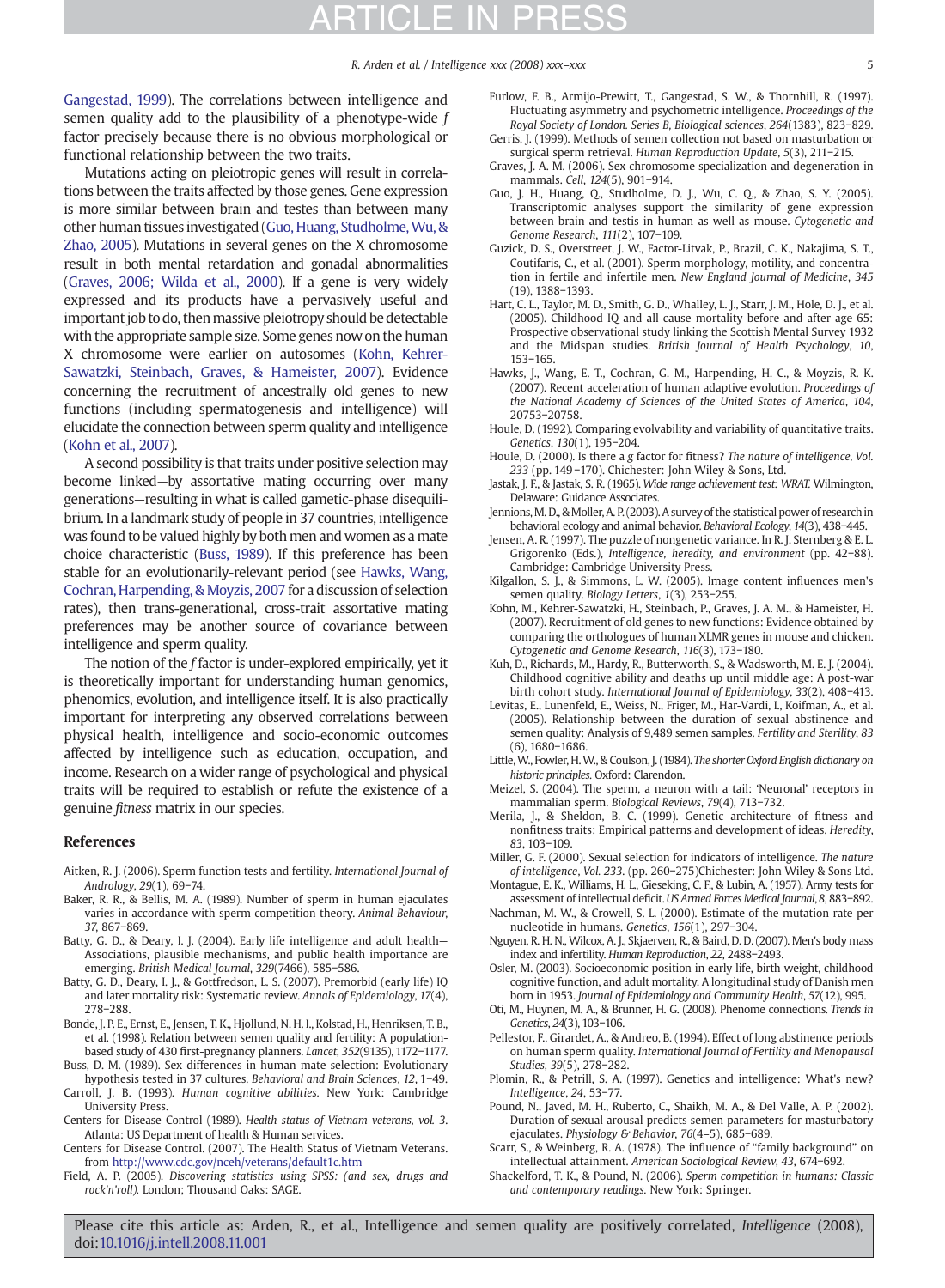Gangestad, 1999). The correlations between intelligence and semen quality add to the plausibility of a phenotype-wide *f* factor precisely because there is no obvious morphological or functional relationship between the two traits.

Mutations acting on pleiotropic genes will result in correlations between the traits affected by those genes. Gene expression is more similar between brain and testes than between many other human tissues investigated (Guo, Huang, Studholme, Wu, & Zhao, 2005). Mutations in several genes on the X chromosome result in both mental retardation and gonadal abnormalities (Graves, 2006; Wilda et al., 2000). If a gene is very widely expressed and its products have a pervasively useful and important job to do, then massive pleiotropy should be detectable with the appropriate sample size. Some genes now on the human X chromosome were earlier on autosomes (Kohn, Kehrer-Sawatzki, Steinbach, Graves, & Hameister, 2007). Evidence concerning the recruitment of ancestrally old genes to new functions (including spermatogenesis and intelligence) will elucidate the connection between sperm quality and intelligence (Kohn et al., 2007).

A second possibility is that traits under positive selection may become linked—by assortative mating occurring over many generations—resulting in what is called gametic-phase disequilibrium. In a landmark study of people in 37 countries, intelligence was found to be valued highly by both men and women as a mate choice characteristic (Buss, 1989). If this preference has been stable for an evolutionarily-relevant period (see Hawks, Wang, Cochran, Harpending, & Moyzis, 2007 for a discussion of selection rates), then trans-generational, cross-trait assortative mating preferences may be another source of covariance between intelligence and sperm quality.

The notion of the *f* factor is under-explored empirically, yet it is theoretically important for understanding human genomics, phenomics, evolution, and intelligence itself. It is also practically important for interpreting any observed correlations between physical health, intelligence and socio-economic outcomes affected by intelligence such as education, occupation, and income. Research on a wider range of psychological and physical traits will be required to establish or refute the existence of a genuine *fitness* matrix in our species.

## References

Aitken, R. J. (2006). Sperm function tests and fertility. *International Journal of Andrology*, *29*(1), 69–74.

Baker, R. R., & Bellis, M. A. (1989). Number of sperm in human ejaculates varies in accordance with sperm competition theory. *Animal Behaviour*, *37*, 867–869.

Batty, G. D., & Deary, I. J. (2004). Early life intelligence and adult health—Associations, plausible mechanisms, and public health importance are emerging. *British Medical Journal*, *329*(7466), 585–586.

Batty, G. D., Deary, I. J., & Gottfredson, L. S. (2007). Premorbid (early life) IQ and later mortality risk: Systematic review. *Annals of Epidemiology*, *17*(4), 278–288.

Bonde, J. P. E., Ernst, E., Jensen, T. K., Hjollund, N. H. I., Kolstad, H., Henriksen, T. B., et al. (1998). Relation between semen quality and fertility: A population-based study of 430 first-pregnancy planners. *Lancet*, *352*(9135), 1172–1177.

Buss, D. M. (1989). Sex differences in human mate selection: Evolutionary hypothesis tested in 37 cultures. *Behavioral and Brain Sciences*, *12*, 1–49.

Carroll, J. B. (1993). *Human cognitive abilities.* New York: Cambridge University Press.

Centers for Disease Control (1989). *Health status of Vietnam veterans, vol. 3*. Atlanta: US Department of health & Human services.

Centers for Disease Control. (2007). The Health Status of Vietnam Veterans. from http://www.cdc.gov/nceh/veterans/default1c.htm

Field, A. P. (2005). *Discovering statistics using SPSS: (and sex, drugs and rock'n'roll).* London; Thousand Oaks: SAGE.

Furlow, F. B., Armijo-Prewitt, T., Gangestad, S. W., & Thornhill, R. (1997). Fluctuating asymmetry and psychometric intelligence. *Proceedings of the Royal Society of London. Series B, Biological sciences*, *264*(1383), 823–829.

Gerris, J. (1999). Methods of semen collection not based on masturbation or surgical sperm retrieval. *Human Reproduction Update*, *5*(3), 211–215.

Graves, J. A. M. (2006). Sex chromosome specialization and degeneration in mammals. *Cell*, *124*(5), 901–914.

Guo, J. H., Huang, Q., Studholme, D. J., Wu, C. Q., & Zhao, S. Y. (2005). Transcriptomic analyses support the similarity of gene expression between brain and testis in human as well as mouse. *Cytogenetic and Genome Research*, *111*(2), 107–109.

Guzick, D. S., Overstreet, J. W., Factor-Litvak, P., Brazil, C. K., Nakajima, S. T., Coutifaris, C., et al. (2001). Sperm morphology, motility, and concentration in fertile and infertile men. *New England Journal of Medicine*, *345* (19), 1388–1393.

Hart, C. L., Taylor, M. D., Smith, G. D., Whalley, L. J., Starr, J. M., Hole, D. J., et al. (2005). Childhood IQ and all-cause mortality before and after age 65: Prospective observational study linking the Scottish Mental Survey 1932 and the Midspan studies. *British Journal of Health Psychology*, *10*, 153–165.

Hawks, J., Wang, E. T., Cochran, G. M., Harpending, H. C., & Moyzis, R. K. (2007). Recent acceleration of human adaptive evolution. *Proceedings of the National Academy of Sciences of the United States of America*, *104*, 20753–20758.

Houle, D. (1992). Comparing evolvability and variability of quantitative traits. *Genetics*, *130*(1), 195–204.

Houle, D. (2000). Is there a *g* factor for fitness? *The nature of intelligence, Vol. 233* (pp. 149–170). Chichester: John Wiley & Sons, Ltd.

Jastak, J. F., & Jastak, S. R. (1965). *Wide range achievement test: WRAT.* Wilmington, Delaware: Guidance Associates.

Jennions, M. D., & Moller, A. P. (2003). A survey of the statistical power of research in behavioral ecology and animal behavior. *Behavioral Ecology*, *14*(3), 438–445.

Jensen, A. R. (1997). The puzzle of nongenetic variance. In R. J. Sternberg & E. L. Grigorenko (Eds.), *Intelligence, heredity, and environment* (pp. 42–88). Cambridge: Cambridge University Press.

Kilgallon, S. J., & Simmons, L. W. (2005). Image content influences men's semen quality. *Biology Letters*, *1*(3), 253–255.

Kohn, M., Kehrer-Sawatzki, H., Steinbach, P., Graves, J. A. M., & Hameister, H. (2007). Recruitment of old genes to new functions: Evidence obtained by comparing the orthologues of human XLMR genes in mouse and chicken. *Cytogenetic and Genome Research*, *116*(3), 173–180.

Kuh, D., Richards, M., Hardy, R., Butterworth, S., & Wadsworth, M. E. J. (2004). Childhood cognitive ability and deaths up until middle age: A post-war birth cohort study. *International Journal of Epidemiology*, *33*(2), 408–413.

Levitas, E., Lunenfeld, E., Weiss, N., Friger, M., Har-Vardi, I., Koifman, A., et al. (2005). Relationship between the duration of sexual abstinence and semen quality: Analysis of 9,489 semen samples. *Fertility and Sterility*, *83* (6), 1680–1686.

Little, W., Fowler, H. W., & Coulson, J. (1984). *The shorter Oxford English dictionary on historic principles.* Oxford: Clarendon.

Meizel, S. (2004). The sperm, a neuron with a tail: 'Neuronal' receptors in mammalian sperm. *Biological Reviews*, *79*(4), 713–732.

Merila, J., & Sheldon, B. C. (1999). Genetic architecture of fitness and nonfitness traits: Empirical patterns and development of ideas. *Heredity*, *83*, 103–109.

Miller, G. F. (2000). Sexual selection for indicators of intelligence. *The nature of intelligence, Vol. 233.* (pp. 260–275)Chichester: John Wiley & Sons Ltd.

Montague, E. K., Williams, H. L., Gieseking, C. F., & Lubin, A. (1957). Army tests for assessment of intellectual deficit. *US Armed Forces Medical Journal*, *8*, 883–892.

Nachman, M. W., & Crowell, S. L. (2000). Estimate of the mutation rate per nucleotide in humans. *Genetics*, *156*(1), 297–304.

Nguyen, R. H. N., Wilcox, A. J., Skjaerven, R., & Baird, D. D. (2007). Men's body mass index and infertility. *Human Reproduction*, *22*, 2488–2493.

Osler, M. (2003). Socioeconomic position in early life, birth weight, childhood cognitive function, and adult mortality. A longitudinal study of Danish men born in 1953. *Journal of Epidemiology and Community Health*, *57*(12), 995.

Oti, M., Huynen, M. A., & Brunner, H. G. (2008). Phenome connections. *Trends in Genetics*, *24*(3), 103–106.

Pellestor, F., Girardet, A., & Andreo, B. (1994). Effect of long abstinence periods on human sperm quality. *International Journal of Fertility and Menopausal Studies*, *39*(5), 278–282.

Plomin, R., & Petrill, S. A. (1997). Genetics and intelligence: What's new? *Intelligence*, *24*, 53–77.

Pound, N., Javed, M. H., Ruberto, C., Shaikh, M. A., & Del Valle, A. P. (2002). Duration of sexual arousal predicts semen parameters for masturbatory ejaculates. *Physiology & Behavior*, *76*(4–5), 685–689.

Scarr, S., & Weinberg, R. A. (1978). The influence of "family background" on intellectual attainment. *American Sociological Review*, *43*, 674–692.

Shackelford, T. K., & Pound, N. (2006). *Sperm competition in humans: Classic and contemporary readings.* New York: Springer.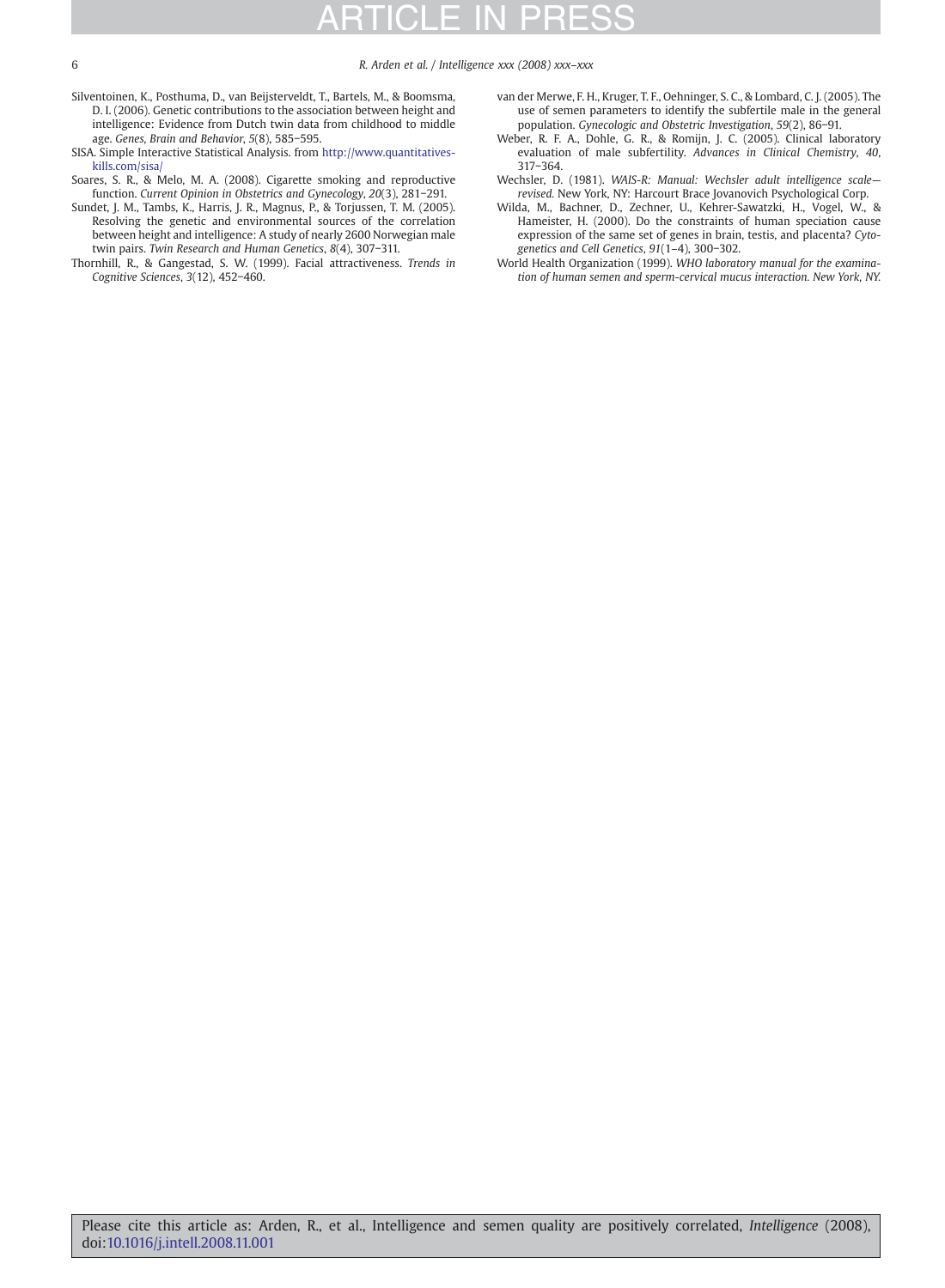Silventoinen, K., Posthuma, D., van Beijsterveldt, T., Bartels, M., & Boomsma, D. I. (2006). Genetic contributions to the association between height and intelligence: Evidence from Dutch twin data from childhood to middle age. *Genes, Brain and Behavior*, *5*(8), 585–595.

SISA. Simple Interactive Statistical Analysis. from http://www.quantitativeskills.com/sisa/

Soares, S. R., & Melo, M. A. (2008). Cigarette smoking and reproductive function. *Current Opinion in Obstetrics and Gynecology*, *20*(3), 281–291.

Sundet, J. M., Tambs, K., Harris, J. R., Magnus, P., & Torjussen, T. M. (2005). Resolving the genetic and environmental sources of the correlation between height and intelligence: A study of nearly 2600 Norwegian male twin pairs. *Twin Research and Human Genetics*, *8*(4), 307–311.

Thornhill, R., & Gangestad, S. W. (1999). Facial attractiveness. *Trends in Cognitive Sciences*, *3*(12), 452–460.

van der Merwe, F. H., Kruger, T. F., Oehninger, S. C., & Lombard, C. J. (2005). The use of semen parameters to identify the subfertile male in the general population. *Gynecologic and Obstetric Investigation*, *59*(2), 86–91.

Weber, R. F. A., Dohle, G. R., & Romijn, J. C. (2005). Clinical laboratory evaluation of male subfertility. *Advances in Clinical Chemistry*, *40*, 317–364.

Wechsler, D. (1981). *WAIS-R: Manual: Wechsler adult intelligence scale—revised.* New York, NY: Harcourt Brace Jovanovich Psychological Corp.

Wilda, M., Bachner, D., Zechner, U., Kehrer-Sawatzki, H., Vogel, W., & Hameister, H. (2000). Do the constraints of human speciation cause expression of the same set of genes in brain, testis, and placenta? *Cytogenetics and Cell Genetics*, *91*(1–4), 300–302.

World Health Organization (1999). *WHO laboratory manual for the examination of human semen and sperm-cervical mucus interaction. New York, NY.*